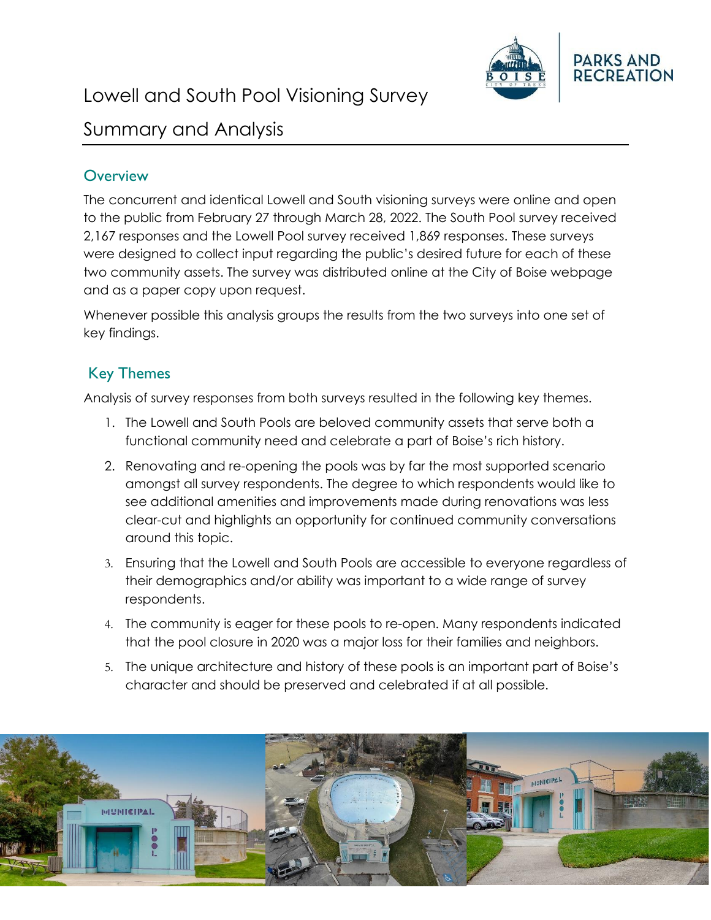# Lowell and South Pool Visioning Survey

# Summary and Analysis

## Overview

The concurrent and identical Lowell and South visioning surveys were online and open to the public from February 27 through March 28, 2022. The South Pool survey received 2,167 responses and the Lowell Pool survey received 1,869 responses. These surveys were designed to collect input regarding the public's desired future for each of these two community assets. The survey was distributed online at the City of Boise webpage and as a paper copy upon request.

Whenever possible this analysis groups the results from the two surveys into one set of key findings.

## Key Themes

Analysis of survey responses from both surveys resulted in the following key themes.

1. The Lowell and South Pools are beloved community assets that serve both a functional community need and celebrate a part of Boise's rich history.
2. Renovating and re-opening the pools was by far the most supported scenario amongst all survey respondents. The degree to which respondents would like to see additional amenities and improvements made during renovations was less clear-cut and highlights an opportunity for continued community conversations around this topic.
3. Ensuring that the Lowell and South Pools are accessible to everyone regardless of their demographics and/or ability was important to a wide range of survey respondents.
4. The community is eager for these pools to re-open. Many respondents indicated that the pool closure in 2020 was a major loss for their families and neighbors.
5. The unique architecture and history of these pools is an important part of Boise's character and should be preserved and celebrated if at all possible.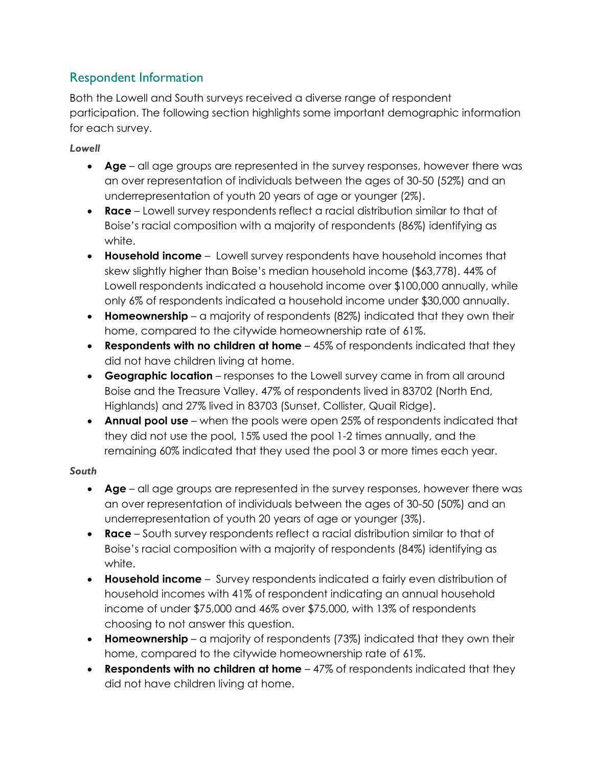## Respondent Information

Both the Lowell and South surveys received a diverse range of respondent participation. The following section highlights some important demographic information for each survey.

***Lowell***

- **Age** – all age groups are represented in the survey responses, however there was an over representation of individuals between the ages of 30-50 (52%) and an underrepresentation of youth 20 years of age or younger (2%).
- **Race** – Lowell survey respondents reflect a racial distribution similar to that of Boise's racial composition with a majority of respondents (86%) identifying as white.
- **Household income** – Lowell survey respondents have household incomes that skew slightly higher than Boise's median household income ($63,778). 44% of Lowell respondents indicated a household income over $100,000 annually, while only 6% of respondents indicated a household income under $30,000 annually.
- **Homeownership** – a majority of respondents (82%) indicated that they own their home, compared to the citywide homeownership rate of 61%.
- **Respondents with no children at home** – 45% of respondents indicated that they did not have children living at home.
- **Geographic location** – responses to the Lowell survey came in from all around Boise and the Treasure Valley. 47% of respondents lived in 83702 (North End, Highlands) and 27% lived in 83703 (Sunset, Collister, Quail Ridge).
- **Annual pool use** – when the pools were open 25% of respondents indicated that they did not use the pool, 15% used the pool 1-2 times annually, and the remaining 60% indicated that they used the pool 3 or more times each year.

***South***

- **Age** – all age groups are represented in the survey responses, however there was an over representation of individuals between the ages of 30-50 (50%) and an underrepresentation of youth 20 years of age or younger (3%).
- **Race** – South survey respondents reflect a racial distribution similar to that of Boise's racial composition with a majority of respondents (84%) identifying as white.
- **Household income** – Survey respondents indicated a fairly even distribution of household incomes with 41% of respondent indicating an annual household income of under $75,000 and 46% over $75,000, with 13% of respondents choosing to not answer this question.
- **Homeownership** – a majority of respondents (73%) indicated that they own their home, compared to the citywide homeownership rate of 61%.
- **Respondents with no children at home** – 47% of respondents indicated that they did not have children living at home.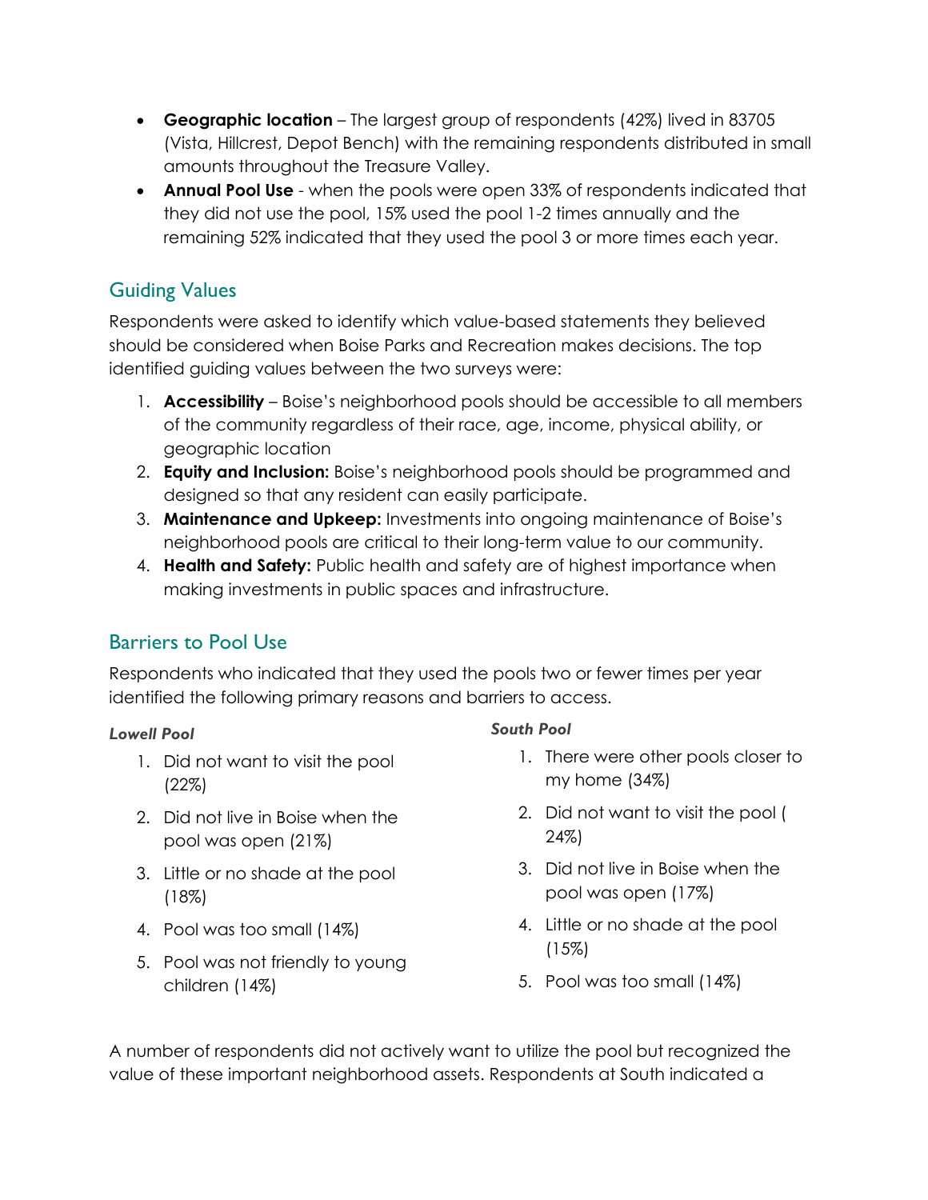- **Geographic location** – The largest group of respondents (42%) lived in 83705 (Vista, Hillcrest, Depot Bench) with the remaining respondents distributed in small amounts throughout the Treasure Valley.
- **Annual Pool Use** - when the pools were open 33% of respondents indicated that they did not use the pool, 15% used the pool 1-2 times annually and the remaining 52% indicated that they used the pool 3 or more times each year.

## Guiding Values

Respondents were asked to identify which value-based statements they believed should be considered when Boise Parks and Recreation makes decisions. The top identified guiding values between the two surveys were:

1. **Accessibility** – Boise's neighborhood pools should be accessible to all members of the community regardless of their race, age, income, physical ability, or geographic location
2. **Equity and Inclusion:** Boise's neighborhood pools should be programmed and designed so that any resident can easily participate.
3. **Maintenance and Upkeep:** Investments into ongoing maintenance of Boise's neighborhood pools are critical to their long-term value to our community.
4. **Health and Safety:** Public health and safety are of highest importance when making investments in public spaces and infrastructure.

## Barriers to Pool Use

Respondents who indicated that they used the pools two or fewer times per year identified the following primary reasons and barriers to access.

***Lowell Pool***

1. Did not want to visit the pool (22%)
2. Did not live in Boise when the pool was open (21%)
3. Little or no shade at the pool (18%)
4. Pool was too small (14%)
5. Pool was not friendly to young children (14%)

***South Pool***

1. There were other pools closer to my home (34%)
2. Did not want to visit the pool ( 24%)
3. Did not live in Boise when the pool was open (17%)
4. Little or no shade at the pool (15%)
5. Pool was too small (14%)

A number of respondents did not actively want to utilize the pool but recognized the value of these important neighborhood assets. Respondents at South indicated a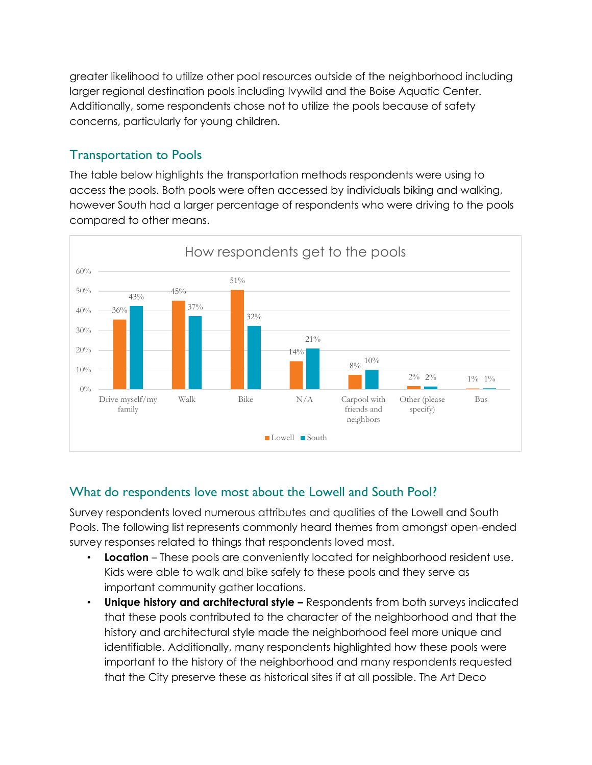greater likelihood to utilize other pool resources outside of the neighborhood including larger regional destination pools including Ivywild and the Boise Aquatic Center. Additionally, some respondents chose not to utilize the pools because of safety concerns, particularly for young children.

## Transportation to Pools

The table below highlights the transportation methods respondents were using to access the pools. Both pools were often accessed by individuals biking and walking, however South had a larger percentage of respondents who were driving to the pools compared to other means.

How respondents get to the pools

| | Lowell | South |
|---|---|---|
| Drive myself/my family | 36% | 43% |
| Walk | 45% | 37% |
| Bike | 51% | 32% |
| N/A | 14% | 21% |
| Carpool with friends and neighbors | 8% | 10% |
| Other (please specify) | 2% | 2% |
| Bus | 1% | 1% |

## What do respondents love most about the Lowell and South Pool?

Survey respondents loved numerous attributes and qualities of the Lowell and South Pools. The following list represents commonly heard themes from amongst open-ended survey responses related to things that respondents loved most.

- **Location** – These pools are conveniently located for neighborhood resident use. Kids were able to walk and bike safely to these pools and they serve as important community gather locations.
- **Unique history and architectural style –** Respondents from both surveys indicated that these pools contributed to the character of the neighborhood and that the history and architectural style made the neighborhood feel more unique and identifiable. Additionally, many respondents highlighted how these pools were important to the history of the neighborhood and many respondents requested that the City preserve these as historical sites if at all possible. The Art Deco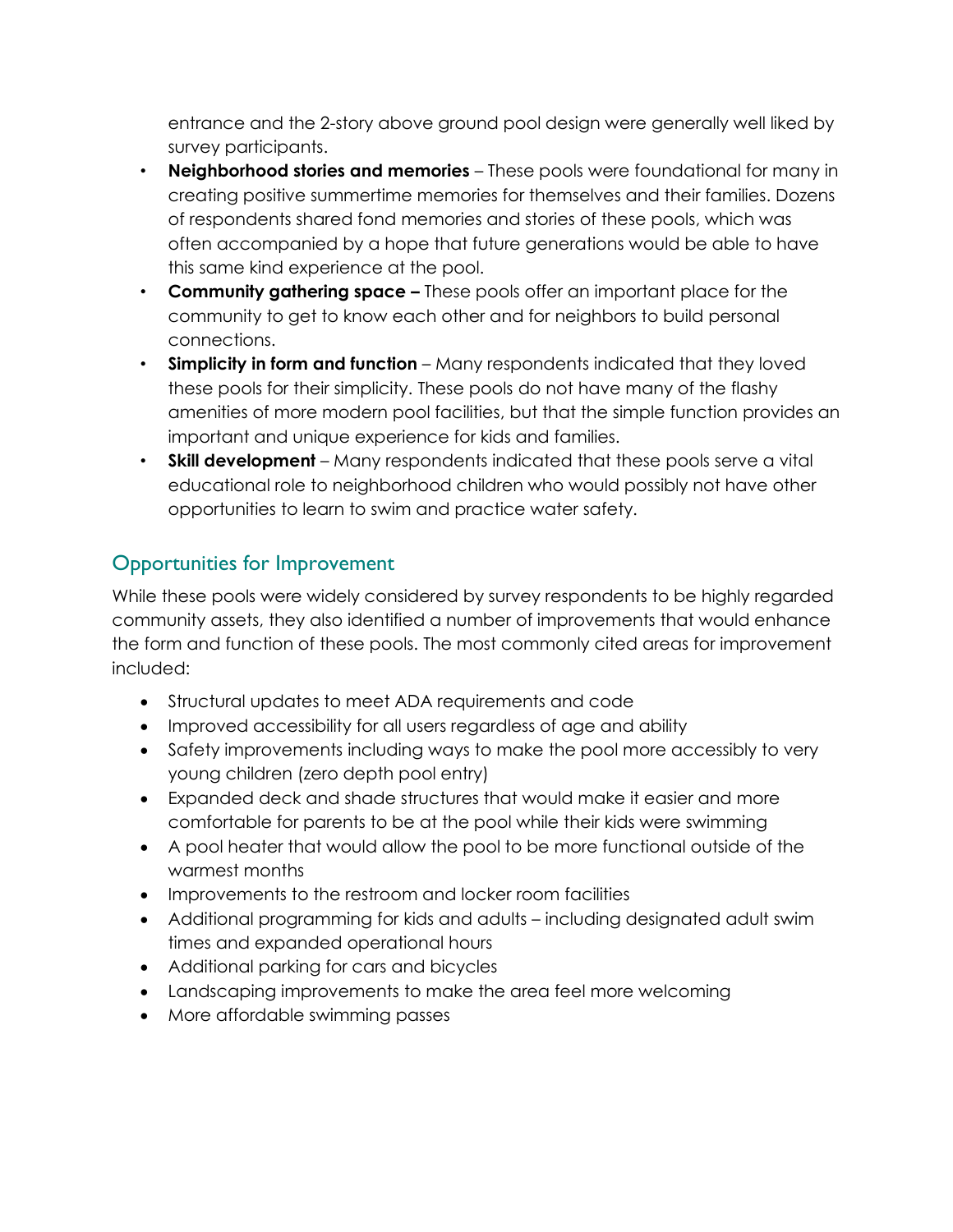entrance and the 2-story above ground pool design were generally well liked by survey participants.

- **Neighborhood stories and memories** – These pools were foundational for many in creating positive summertime memories for themselves and their families. Dozens of respondents shared fond memories and stories of these pools, which was often accompanied by a hope that future generations would be able to have this same kind experience at the pool.
- **Community gathering space –** These pools offer an important place for the community to get to know each other and for neighbors to build personal connections.
- **Simplicity in form and function** – Many respondents indicated that they loved these pools for their simplicity. These pools do not have many of the flashy amenities of more modern pool facilities, but that the simple function provides an important and unique experience for kids and families.
- **Skill development** – Many respondents indicated that these pools serve a vital educational role to neighborhood children who would possibly not have other opportunities to learn to swim and practice water safety.

## Opportunities for Improvement

While these pools were widely considered by survey respondents to be highly regarded community assets, they also identified a number of improvements that would enhance the form and function of these pools. The most commonly cited areas for improvement included:

- Structural updates to meet ADA requirements and code
- Improved accessibility for all users regardless of age and ability
- Safety improvements including ways to make the pool more accessibly to very young children (zero depth pool entry)
- Expanded deck and shade structures that would make it easier and more comfortable for parents to be at the pool while their kids were swimming
- A pool heater that would allow the pool to be more functional outside of the warmest months
- Improvements to the restroom and locker room facilities
- Additional programming for kids and adults – including designated adult swim times and expanded operational hours
- Additional parking for cars and bicycles
- Landscaping improvements to make the area feel more welcoming
- More affordable swimming passes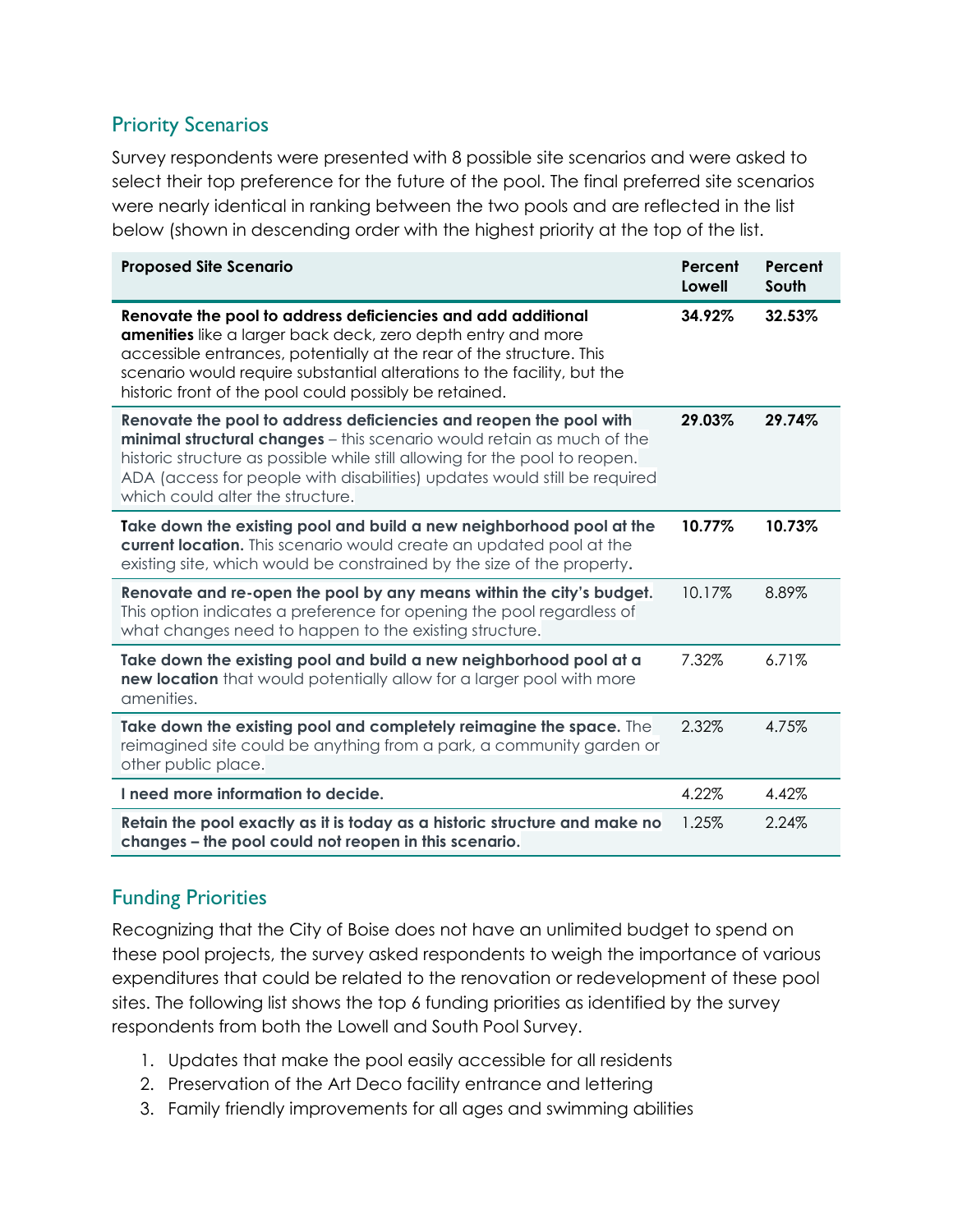## Priority Scenarios

Survey respondents were presented with 8 possible site scenarios and were asked to select their top preference for the future of the pool. The final preferred site scenarios were nearly identical in ranking between the two pools and are reflected in the list below (shown in descending order with the highest priority at the top of the list.

| Proposed Site Scenario | Percent Lowell | Percent South |
|---|---|---|
| **Renovate the pool to address deficiencies and add additional amenities** like a larger back deck, zero depth entry and more accessible entrances, potentially at the rear of the structure. This scenario would require substantial alterations to the facility, but the historic front of the pool could possibly be retained. | **34.92%** | **32.53%** |
| **Renovate the pool to address deficiencies and reopen the pool with minimal structural changes** – this scenario would retain as much of the historic structure as possible while still allowing for the pool to reopen. ADA (access for people with disabilities) updates would still be required which could alter the structure. | **29.03%** | **29.74%** |
| **Take down the existing pool and build a new neighborhood pool at the current location.** This scenario would create an updated pool at the existing site, which would be constrained by the size of the property. | **10.77%** | **10.73%** |
| **Renovate and re-open the pool by any means within the city's budget.** This option indicates a preference for opening the pool regardless of what changes need to happen to the existing structure. | 10.17% | 8.89% |
| **Take down the existing pool and build a new neighborhood pool at a new location** that would potentially allow for a larger pool with more amenities. | 7.32% | 6.71% |
| **Take down the existing pool and completely reimagine the space.** The reimagined site could be anything from a park, a community garden or other public place. | 2.32% | 4.75% |
| **I need more information to decide.** | 4.22% | 4.42% |
| **Retain the pool exactly as it is today as a historic structure and make no changes – the pool could not reopen in this scenario.** | 1.25% | 2.24% |

## Funding Priorities

Recognizing that the City of Boise does not have an unlimited budget to spend on these pool projects, the survey asked respondents to weigh the importance of various expenditures that could be related to the renovation or redevelopment of these pool sites. The following list shows the top 6 funding priorities as identified by the survey respondents from both the Lowell and South Pool Survey.

1. Updates that make the pool easily accessible for all residents
2. Preservation of the Art Deco facility entrance and lettering
3. Family friendly improvements for all ages and swimming abilities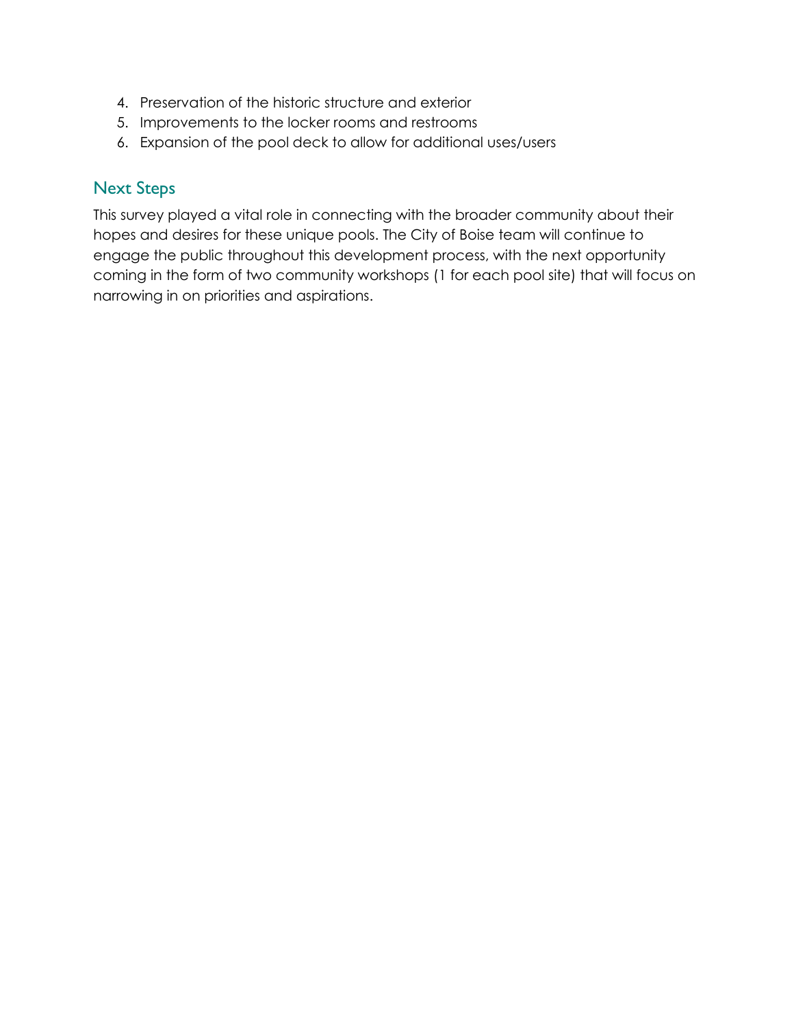4. Preservation of the historic structure and exterior
5. Improvements to the locker rooms and restrooms
6. Expansion of the pool deck to allow for additional uses/users

## Next Steps

This survey played a vital role in connecting with the broader community about their hopes and desires for these unique pools. The City of Boise team will continue to engage the public throughout this development process, with the next opportunity coming in the form of two community workshops (1 for each pool site) that will focus on narrowing in on priorities and aspirations.